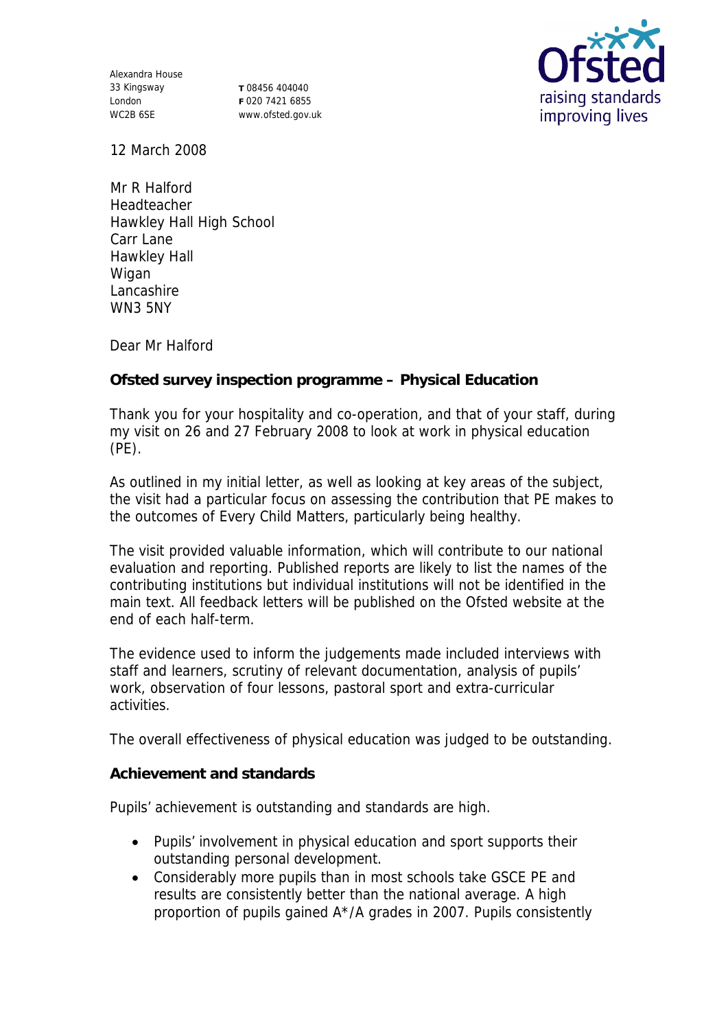Alexandra House
33 Kingsway
London
WC2B 6SE

T 08456 404040
F 020 7421 6855
www.ofsted.gov.uk

12 March 2008

Mr R Halford
Headteacher
Hawkley Hall High School
Carr Lane
Hawkley Hall
Wigan
Lancashire
WN3 5NY

Dear Mr Halford

**Ofsted survey inspection programme – Physical Education**

Thank you for your hospitality and co-operation, and that of your staff, during my visit on 26 and 27 February 2008 to look at work in physical education (PE).

As outlined in my initial letter, as well as looking at key areas of the subject, the visit had a particular focus on assessing the contribution that PE makes to the outcomes of Every Child Matters, particularly being healthy.

The visit provided valuable information, which will contribute to our national evaluation and reporting. Published reports are likely to list the names of the contributing institutions but individual institutions will not be identified in the main text. All feedback letters will be published on the Ofsted website at the end of each half-term.

The evidence used to inform the judgements made included interviews with staff and learners, scrutiny of relevant documentation, analysis of pupils' work, observation of four lessons, pastoral sport and extra-curricular activities.

The overall effectiveness of physical education was judged to be outstanding.

**Achievement and standards**

Pupils' achievement is outstanding and standards are high.

- Pupils' involvement in physical education and sport supports their outstanding personal development.
- Considerably more pupils than in most schools take GSCE PE and results are consistently better than the national average. A high proportion of pupils gained A*/A grades in 2007. Pupils consistently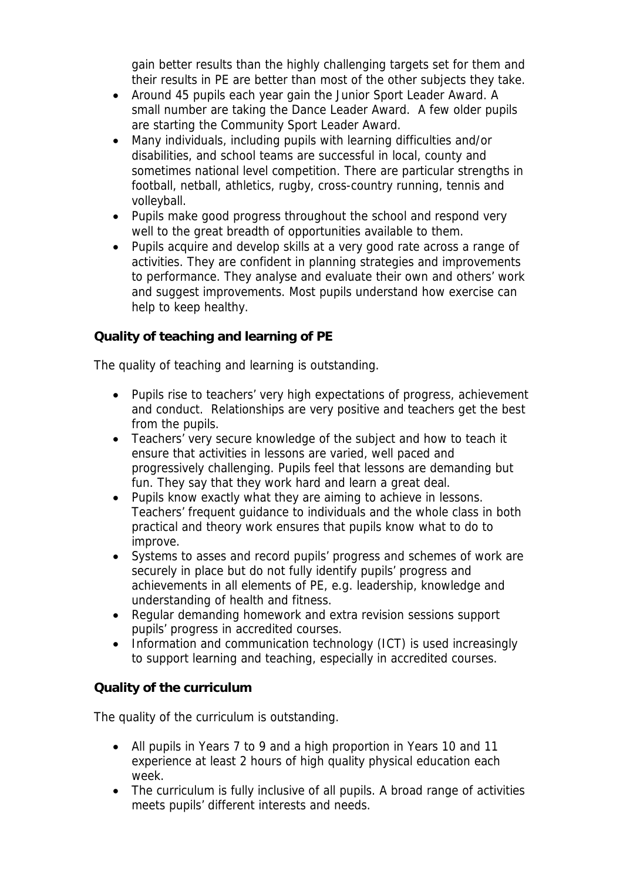gain better results than the highly challenging targets set for them and their results in PE are better than most of the other subjects they take.

- Around 45 pupils each year gain the Junior Sport Leader Award. A small number are taking the Dance Leader Award. A few older pupils are starting the Community Sport Leader Award.
- Many individuals, including pupils with learning difficulties and/or disabilities, and school teams are successful in local, county and sometimes national level competition. There are particular strengths in football, netball, athletics, rugby, cross-country running, tennis and volleyball.
- Pupils make good progress throughout the school and respond very well to the great breadth of opportunities available to them.
- Pupils acquire and develop skills at a very good rate across a range of activities. They are confident in planning strategies and improvements to performance. They analyse and evaluate their own and others' work and suggest improvements. Most pupils understand how exercise can help to keep healthy.

**Quality of teaching and learning of PE**

The quality of teaching and learning is outstanding.

- Pupils rise to teachers' very high expectations of progress, achievement and conduct. Relationships are very positive and teachers get the best from the pupils.
- Teachers' very secure knowledge of the subject and how to teach it ensure that activities in lessons are varied, well paced and progressively challenging. Pupils feel that lessons are demanding but fun. They say that they work hard and learn a great deal.
- Pupils know exactly what they are aiming to achieve in lessons. Teachers' frequent guidance to individuals and the whole class in both practical and theory work ensures that pupils know what to do to improve.
- Systems to asses and record pupils' progress and schemes of work are securely in place but do not fully identify pupils' progress and achievements in all elements of PE, e.g. leadership, knowledge and understanding of health and fitness.
- Regular demanding homework and extra revision sessions support pupils' progress in accredited courses.
- Information and communication technology (ICT) is used increasingly to support learning and teaching, especially in accredited courses.

**Quality of the curriculum**

The quality of the curriculum is outstanding.

- All pupils in Years 7 to 9 and a high proportion in Years 10 and 11 experience at least 2 hours of high quality physical education each week.
- The curriculum is fully inclusive of all pupils. A broad range of activities meets pupils' different interests and needs.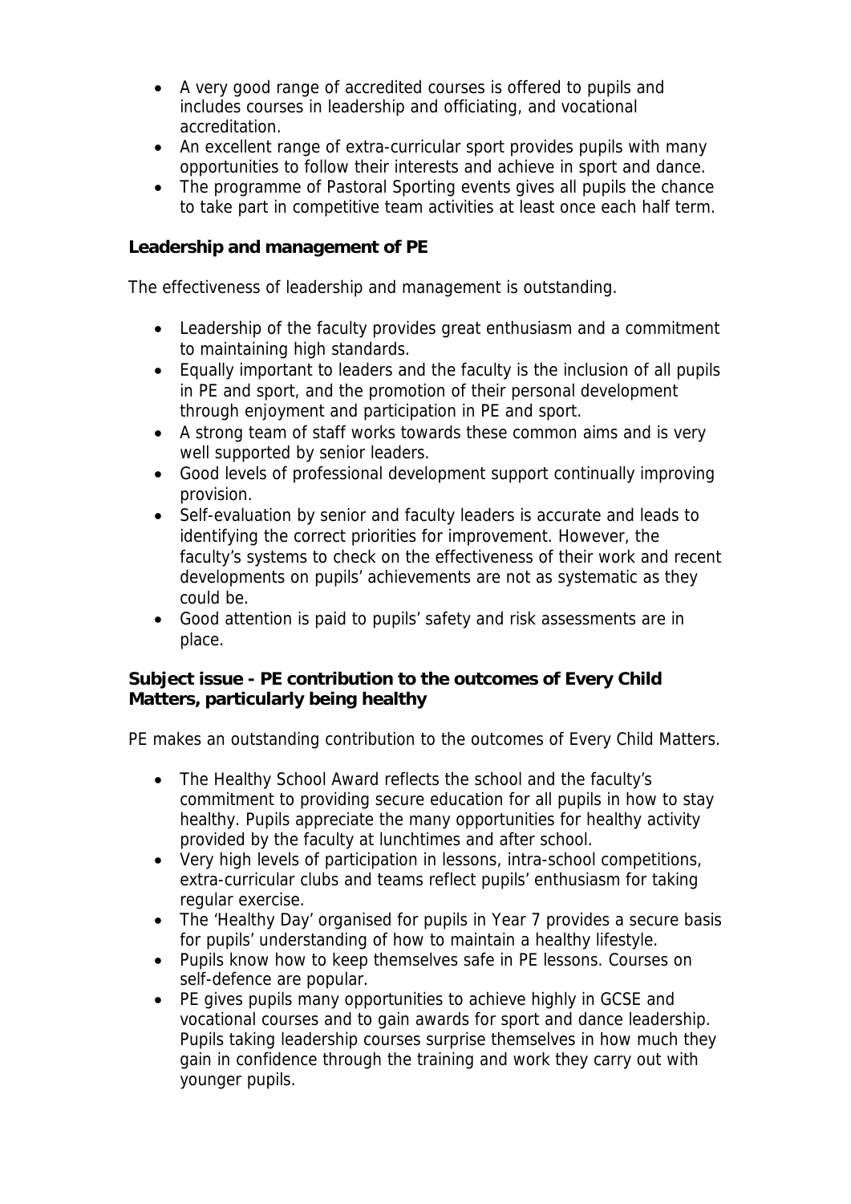- A very good range of accredited courses is offered to pupils and includes courses in leadership and officiating, and vocational accreditation.
- An excellent range of extra-curricular sport provides pupils with many opportunities to follow their interests and achieve in sport and dance.
- The programme of Pastoral Sporting events gives all pupils the chance to take part in competitive team activities at least once each half term.

**Leadership and management of PE**

The effectiveness of leadership and management is outstanding.

- Leadership of the faculty provides great enthusiasm and a commitment to maintaining high standards.
- Equally important to leaders and the faculty is the inclusion of all pupils in PE and sport, and the promotion of their personal development through enjoyment and participation in PE and sport.
- A strong team of staff works towards these common aims and is very well supported by senior leaders.
- Good levels of professional development support continually improving provision.
- Self-evaluation by senior and faculty leaders is accurate and leads to identifying the correct priorities for improvement. However, the faculty's systems to check on the effectiveness of their work and recent developments on pupils' achievements are not as systematic as they could be.
- Good attention is paid to pupils' safety and risk assessments are in place.

**Subject issue - PE contribution to the outcomes of Every Child Matters, particularly being healthy**

PE makes an outstanding contribution to the outcomes of Every Child Matters.

- The Healthy School Award reflects the school and the faculty's commitment to providing secure education for all pupils in how to stay healthy. Pupils appreciate the many opportunities for healthy activity provided by the faculty at lunchtimes and after school.
- Very high levels of participation in lessons, intra-school competitions, extra-curricular clubs and teams reflect pupils' enthusiasm for taking regular exercise.
- The 'Healthy Day' organised for pupils in Year 7 provides a secure basis for pupils' understanding of how to maintain a healthy lifestyle.
- Pupils know how to keep themselves safe in PE lessons. Courses on self-defence are popular.
- PE gives pupils many opportunities to achieve highly in GCSE and vocational courses and to gain awards for sport and dance leadership. Pupils taking leadership courses surprise themselves in how much they gain in confidence through the training and work they carry out with younger pupils.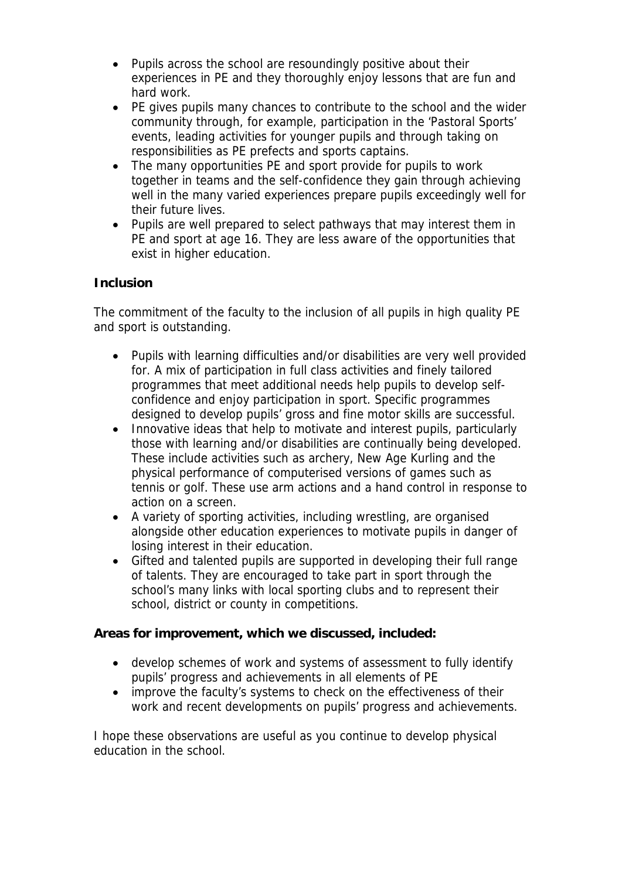- Pupils across the school are resoundingly positive about their experiences in PE and they thoroughly enjoy lessons that are fun and hard work.
- PE gives pupils many chances to contribute to the school and the wider community through, for example, participation in the 'Pastoral Sports' events, leading activities for younger pupils and through taking on responsibilities as PE prefects and sports captains.
- The many opportunities PE and sport provide for pupils to work together in teams and the self-confidence they gain through achieving well in the many varied experiences prepare pupils exceedingly well for their future lives.
- Pupils are well prepared to select pathways that may interest them in PE and sport at age 16. They are less aware of the opportunities that exist in higher education.

**Inclusion**

The commitment of the faculty to the inclusion of all pupils in high quality PE and sport is outstanding.

- Pupils with learning difficulties and/or disabilities are very well provided for. A mix of participation in full class activities and finely tailored programmes that meet additional needs help pupils to develop self-confidence and enjoy participation in sport. Specific programmes designed to develop pupils' gross and fine motor skills are successful.
- Innovative ideas that help to motivate and interest pupils, particularly those with learning and/or disabilities are continually being developed. These include activities such as archery, New Age Kurling and the physical performance of computerised versions of games such as tennis or golf. These use arm actions and a hand control in response to action on a screen.
- A variety of sporting activities, including wrestling, are organised alongside other education experiences to motivate pupils in danger of losing interest in their education.
- Gifted and talented pupils are supported in developing their full range of talents. They are encouraged to take part in sport through the school's many links with local sporting clubs and to represent their school, district or county in competitions.

**Areas for improvement, which we discussed, included:**

- develop schemes of work and systems of assessment to fully identify pupils' progress and achievements in all elements of PE
- improve the faculty's systems to check on the effectiveness of their work and recent developments on pupils' progress and achievements.

I hope these observations are useful as you continue to develop physical education in the school.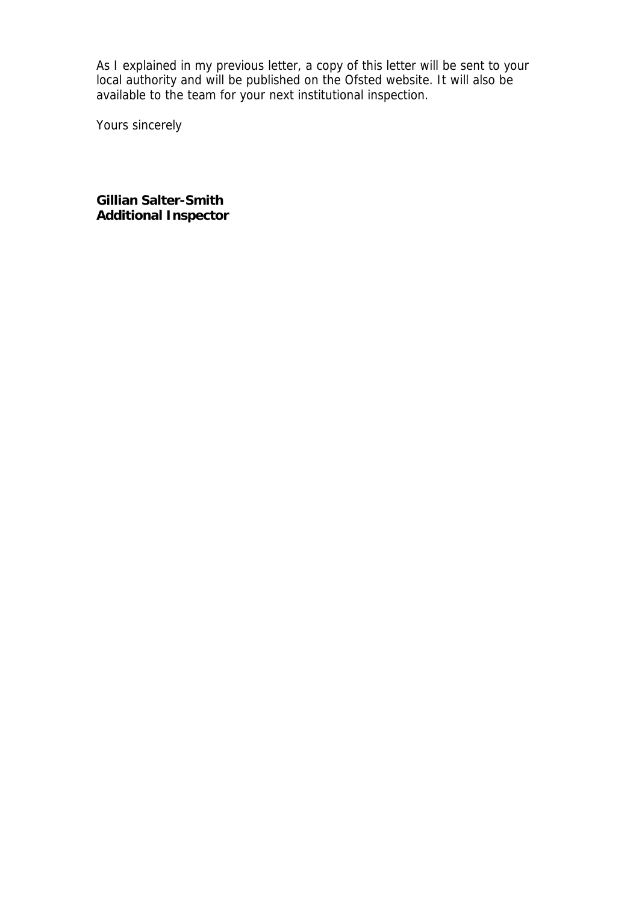As I explained in my previous letter, a copy of this letter will be sent to your local authority and will be published on the Ofsted website. It will also be available to the team for your next institutional inspection.

Yours sincerely

**Gillian Salter-Smith**
**Additional Inspector**